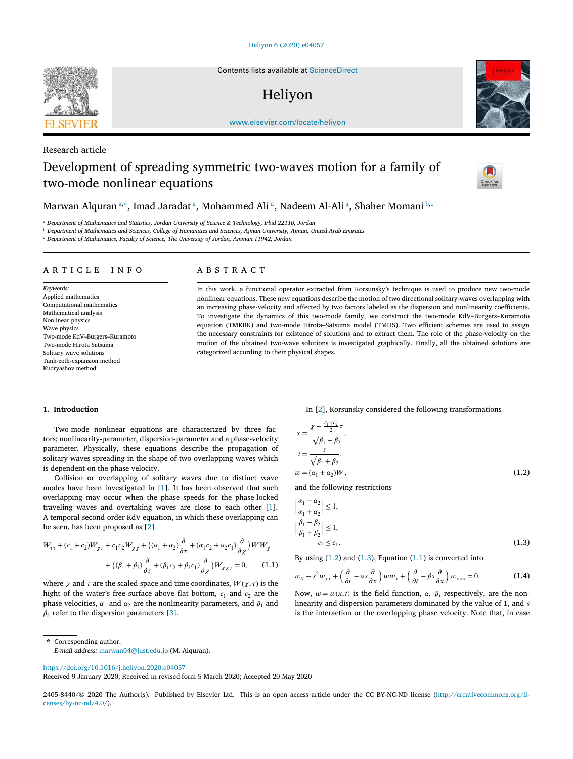Research article

# Development of spreading symmetric two-waves motion for a family of two-mode nonlinear equations

Marwan Alquran [a,*], Imad Jaradat [a], Mohammed Ali [a], Nadeem Al-Ali [a], Shaher Momani [b,c]

[a] Department of Mathematics and Statistics, Jordan University of Science & Technology, Irbid 22110, Jordan

[b] Department of Mathematics and Sciences, College of Humanities and Sciences, Ajman University, Ajman, United Arab Emirates

[c] Department of Mathematics, Faculty of Science, The University of Jordan, Amman 11942, Jordan

## ARTICLE INFO

*Keywords:*
Applied mathematics
Computational mathematics
Mathematical analysis
Nonlinear physics
Wave physics
Two-mode KdV–Burgers–Kuramoto
Two-mode Hirota Satsuma
Solitary wave solutions
Tanh-coth-expansion method
Kudryashov method

## ABSTRACT

In this work, a functional operator extracted from Korsunsky's technique is used to produce new two-mode nonlinear equations. These new equations describe the motion of two directional solitary-waves overlapping with an increasing phase-velocity and affected by two factors labeled as the dispersion and nonlinearity coefficients. To investigate the dynamics of this two-mode family, we construct the two-mode KdV–Burgers–Kuramoto equation (TMKBK) and two-mode Hirota–Satsuma model (TMHS). Two efficient schemes are used to assign the necessary constraints for existence of solutions and to extract them. The role of the phase-velocity on the motion of the obtained two-wave solutions is investigated graphically. Finally, all the obtained solutions are categorized according to their physical shapes.

## 1. Introduction

Two-mode nonlinear equations are characterized by three factors; nonlinearity-parameter, dispersion-parameter and a phase-velocity parameter. Physically, these equations describe the propagation of solitary-waves spreading in the shape of two overlapping waves which is dependent on the phase velocity.

Collision or overlapping of solitary waves due to distinct wave modes have been investigated in [1]. It has been observed that such overlapping may occur when the phase speeds for the phase-locked traveling waves and overtaking waves are close to each other [1]. A temporal-second-order KdV equation, in which these overlapping can be seen, has been proposed as [2]

$$W_{\tau\tau} + (c_1 + c_2)W_{\chi\tau} + c_1c_2W_{\chi\chi} + \left((\alpha_1+\alpha_2)\frac{\partial}{\partial\tau} + (\alpha_1c_2+\alpha_2c_1)\frac{\partial}{\partial\chi}\right)WW_\chi + \left((\beta_1+\beta_2)\frac{\partial}{\partial\tau} + (\beta_1c_2+\beta_2c_1)\frac{\partial}{\partial\chi}\right)W_{\chi\chi\chi} = 0, \tag{1.1}$$

where $\chi$ and $\tau$ are the scaled-space and time coordinates, $W(\chi,\tau)$ is the hight of the water's free surface above flat bottom, $c_1$ and $c_2$ are the phase velocities, $\alpha_1$ and $\alpha_2$ are the nonlinearity parameters, and $\beta_1$ and $\beta_2$ refer to the dispersion parameters [3].

In [2], Korsunsky considered the following transformations

$$x = \frac{\chi - \frac{c_1+c_2}{2}\tau}{\sqrt{\beta_1+\beta_2}},\quad t = \frac{\tau}{\sqrt{\beta_1+\beta_2}},\quad w = (\alpha_1+\alpha_2)W, \tag{1.2}$$

and the following restrictions

$$\left|\frac{\alpha_1-\alpha_2}{\alpha_1+\alpha_2}\right| \le 1,\quad \left|\frac{\beta_1-\beta_2}{\beta_1+\beta_2}\right| \le 1,\quad c_2 \le c_1. \tag{1.3}$$

By using (1.2) and (1.3), Equation (1.1) is converted into

$$w_{tt} - s^2 w_{xx} + \left(\frac{\partial}{\partial t} - \alpha s\frac{\partial}{\partial x}\right)ww_x + \left(\frac{\partial}{\partial t} - \beta s\frac{\partial}{\partial x}\right)w_{xxx} = 0. \tag{1.4}$$

Now, $w = w(x,t)$ is the field function, $\alpha$, $\beta$, respectively, are the nonlinearity and dispersion parameters dominated by the value of 1, and $s$ is the interaction or the overlapping phase velocity. Note that, in case

* Corresponding author.
*E-mail address:* marwan04@just.edu.jo (M. Alquran).

https://doi.org/10.1016/j.heliyon.2020.e04057
Received 9 January 2020; Received in revised form 5 March 2020; Accepted 20 May 2020

2405-8440/© 2020 The Author(s). Published by Elsevier Ltd. This is an open access article under the CC BY-NC-ND license (http://creativecommons.org/licenses/by-nc-nd/4.0/).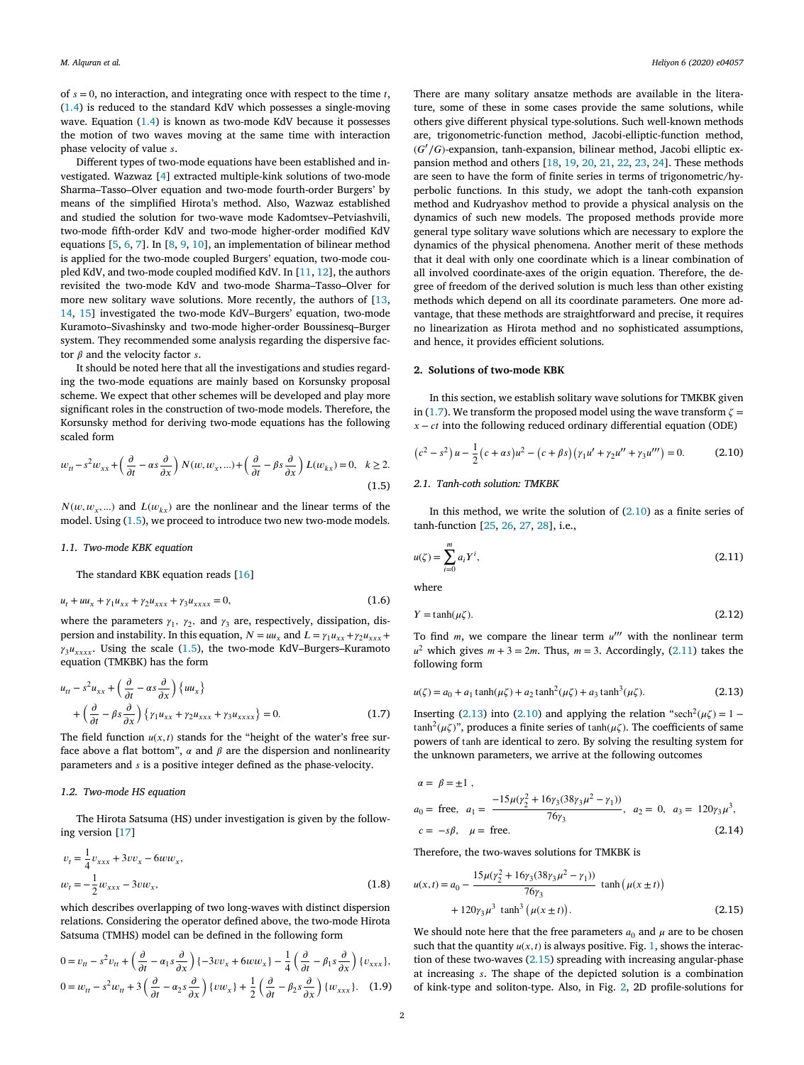of $s = 0$, no interaction, and integrating once with respect to the time $t$, (1.4) is reduced to the standard KdV which possesses a single-moving wave. Equation (1.4) is known as two-mode KdV because it possesses the motion of two waves moving at the same time with interaction phase velocity of value $s$.

Different types of two-mode equations have been established and investigated. Wazwaz [4] extracted multiple-kink solutions of two-mode Sharma–Tasso–Olver equation and two-mode fourth-order Burgers' by means of the simplified Hirota's method. Also, Wazwaz established and studied the solution for two-wave mode Kadomtsev–Petviashvili, two-mode fifth-order KdV and two-mode higher-order modified KdV equations [5, 6, 7]. In [8, 9, 10], an implementation of bilinear method is applied for the two-mode coupled Burgers' equation, two-mode coupled KdV, and two-mode coupled modified KdV. In [11, 12], the authors revisited the two-mode KdV and two-mode Sharma–Tasso–Olver for more new solitary wave solutions. More recently, the authors of [13, 14, 15] investigated the two-mode KdV–Burgers' equation, two-mode Kuramoto–Sivashinsky and two-mode higher-order Boussinesq–Burger system. They recommended some analysis regarding the dispersive factor $\beta$ and the velocity factor $s$.

It should be noted here that all the investigations and studies regarding the two-mode equations are mainly based on Korsunsky proposal scheme. We expect that other schemes will be developed and play more significant roles in the construction of two-mode models. Therefore, the Korsunsky method for deriving two-mode equations has the following scaled form

$$w_{tt} - s^2 w_{xx} + \left(\frac{\partial}{\partial t} - \alpha s \frac{\partial}{\partial x}\right) N(w, w_x, \ldots) + \left(\frac{\partial}{\partial t} - \beta s \frac{\partial}{\partial x}\right) L(w_{kx}) = 0, \quad k \geq 2. \tag{1.5}$$

$N(w, w_x, \ldots)$ and $L(w_{kx})$ are the nonlinear and the linear terms of the model. Using (1.5), we proceed to introduce two new two-mode models.

### 1.1. Two-mode KBK equation

The standard KBK equation reads [16]

$$u_t + u u_x + \gamma_1 u_{xx} + \gamma_2 u_{xxx} + \gamma_3 u_{xxxx} = 0, \tag{1.6}$$

where the parameters $\gamma_1$, $\gamma_2$, and $\gamma_3$ are, respectively, dissipation, dispersion and instability. In this equation, $N = u u_x$ and $L = \gamma_1 u_{xx} + \gamma_2 u_{xxx} + \gamma_3 u_{xxxx}$. Using the scale (1.5), the two-mode KdV–Burgers–Kuramoto equation (TMKBK) has the form

$$\begin{aligned} u_{tt} - s^2 u_{xx} &+ \left(\frac{\partial}{\partial t} - \alpha s \frac{\partial}{\partial x}\right) \{u u_x\} \\ &+ \left(\frac{\partial}{\partial t} - \beta s \frac{\partial}{\partial x}\right) \{\gamma_1 u_{xx} + \gamma_2 u_{xxx} + \gamma_3 u_{xxxx}\} = 0. \end{aligned} \tag{1.7}$$

The field function $u(x,t)$ stands for the "height of the water's free surface above a flat bottom", $\alpha$ and $\beta$ are the dispersion and nonlinearity parameters and $s$ is a positive integer defined as the phase-velocity.

### 1.2. Two-mode HS equation

The Hirota Satsuma (HS) under investigation is given by the following version [17]

$$\begin{aligned} v_t &= \frac{1}{4} v_{xxx} + 3 v v_x - 6 w w_x, \\ w_t &= -\frac{1}{2} w_{xxx} - 3 v w_x, \end{aligned} \tag{1.8}$$

which describes overlapping of two long-waves with distinct dispersion relations. Considering the operator defined above, the two-mode Hirota Satsuma (TMHS) model can be defined in the following form

$$\begin{aligned} 0 &= v_{tt} - s^2 v_{tt} + \left(\frac{\partial}{\partial t} - \alpha_1 s \frac{\partial}{\partial x}\right) \{-3 v v_x + 6 w w_x\} - \frac{1}{4} \left(\frac{\partial}{\partial t} - \beta_1 s \frac{\partial}{\partial x}\right) \{v_{xxx}\}, \\ 0 &= w_{tt} - s^2 w_{tt} + 3 \left(\frac{\partial}{\partial t} - \alpha_2 s \frac{\partial}{\partial x}\right) \{v w_x\} + \frac{1}{2} \left(\frac{\partial}{\partial t} - \beta_2 s \frac{\partial}{\partial x}\right) \{w_{xxx}\}. \end{aligned} \tag{1.9}$$

There are many solitary ansatze methods are available in the literature, some of these in some cases provide the same solutions, while others give different physical type-solutions. Such well-known methods are, trigonometric-function method, Jacobi-elliptic-function method, $(G'/G)$-expansion, tanh-expansion, bilinear method, Jacobi elliptic expansion method and others [18, 19, 20, 21, 22, 23, 24]. These methods are seen to have the form of finite series in terms of trigonometric/hyperbolic functions. In this study, we adopt the tanh-coth expansion method and Kudryashov method to provide a physical analysis on the dynamics of such new models. The proposed methods provide more general type solitary wave solutions which are necessary to explore the dynamics of the physical phenomena. Another merit of these methods that it deal with only one coordinate which is a linear combination of all involved coordinate-axes of the origin equation. Therefore, the degree of freedom of the derived solution is much less than other existing methods which depend on all its coordinate parameters. One more advantage, that these methods are straightforward and precise, it requires no linearization as Hirota method and no sophisticated assumptions, and hence, it provides efficient solutions.

## 2. Solutions of two-mode KBK

In this section, we establish solitary wave solutions for TMKBK given in (1.7). We transform the proposed model using the wave transform $\zeta = x - ct$ into the following reduced ordinary differential equation (ODE)

$$\left(c^2 - s^2\right) u - \frac{1}{2}\left(c + \alpha s\right) u^2 - \left(c + \beta s\right)\left(\gamma_1 u' + \gamma_2 u'' + \gamma_3 u'''\right) = 0. \tag{2.10}$$

### 2.1. Tanh-coth solution: TMKBK

In this method, we write the solution of (2.10) as a finite series of tanh-function [25, 26, 27, 28], i.e.,

$$u(\zeta) = \sum_{i=0}^{m} a_i Y^i, \tag{2.11}$$

where

$$Y = \tanh(\mu \zeta). \tag{2.12}$$

To find $m$, we compare the linear term $u'''$ with the nonlinear term $u^2$ which gives $m + 3 = 2m$. Thus, $m = 3$. Accordingly, (2.11) takes the following form

$$u(\zeta) = a_0 + a_1 \tanh(\mu \zeta) + a_2 \tanh^2(\mu \zeta) + a_3 \tanh^3(\mu \zeta). \tag{2.13}$$

Inserting (2.13) into (2.10) and applying the relation "$\operatorname{sech}^2(\mu\zeta) = 1 - \tanh^2(\mu\zeta)$", produces a finite series of $\tanh(\mu\zeta)$. The coefficients of same powers of tanh are identical to zero. By solving the resulting system for the unknown parameters, we arrive at the following outcomes

$$\begin{aligned} &\alpha = \beta = \pm 1\ , \\ &a_0 = \text{free}, \quad a_1 = \frac{-15\mu(\gamma_2^2 + 16\gamma_3(38\gamma_3\mu^2 - \gamma_1))}{76\gamma_3}, \quad a_2 = 0, \quad a_3 = 120\gamma_3\mu^3, \\ &c = -s\beta, \quad \mu = \text{free}. \end{aligned} \tag{2.14}$$

Therefore, the two-waves solutions for TMKBK is

$$\begin{aligned} u(x,t) = a_0 &- \frac{15\mu(\gamma_2^2 + 16\gamma_3(38\gamma_3\mu^2 - \gamma_1))}{76\gamma_3} \tanh\left(\mu(x \pm t)\right) \\ &+ 120\gamma_3\mu^3 \tanh^3\left(\mu(x \pm t)\right). \end{aligned} \tag{2.15}$$

We should note here that the free parameters $a_0$ and $\mu$ are to be chosen such that the quantity $u(x,t)$ is always positive. Fig. 1, shows the interaction of these two-waves (2.15) spreading with increasing angular-phase at increasing $s$. The shape of the depicted solution is a combination of kink-type and soliton-type. Also, in Fig. 2, 2D profile-solutions for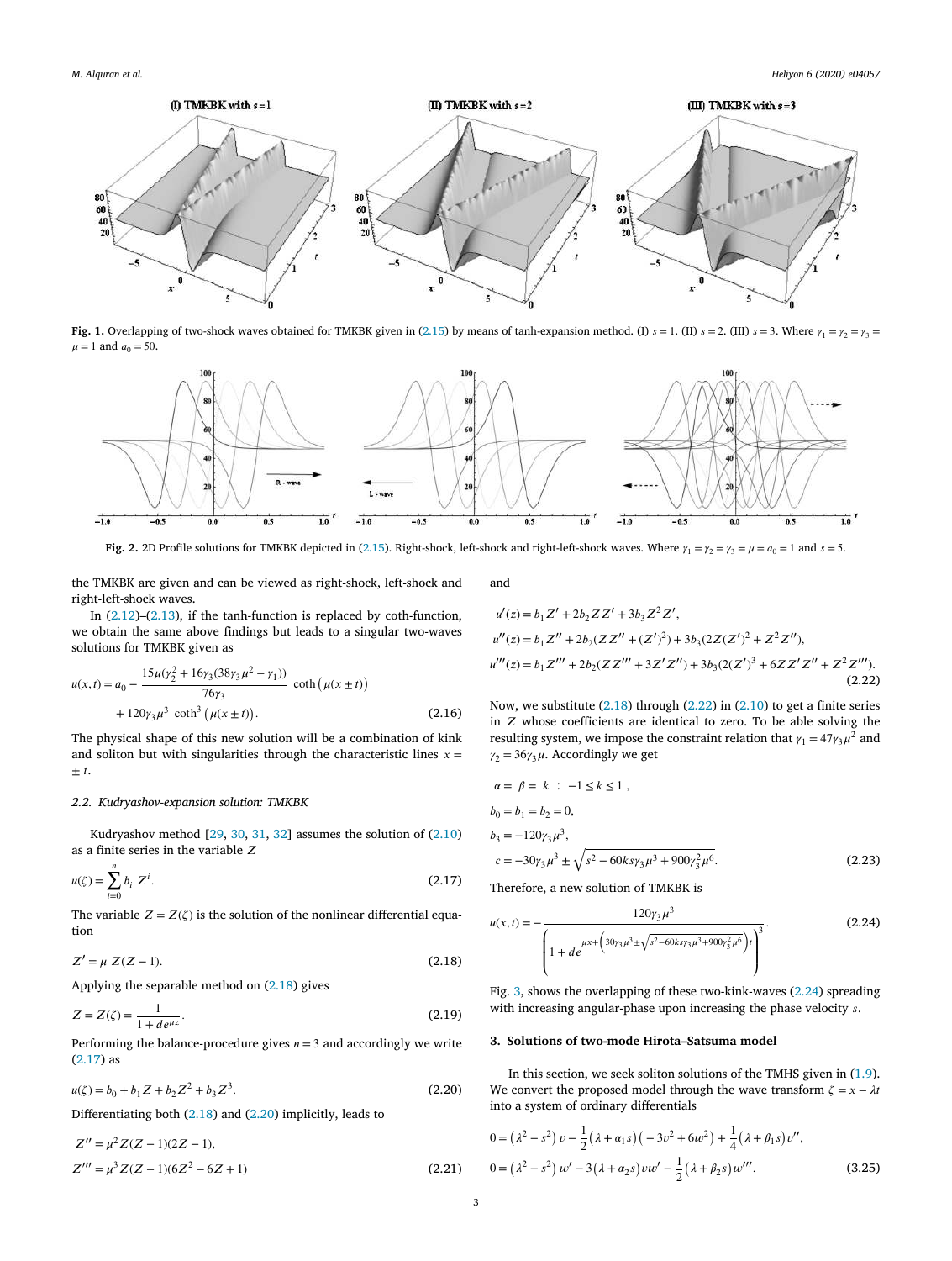Fig. 1. Overlapping of two-shock waves obtained for TMKBK given in (2.15) by means of tanh-expansion method. (I) $s = 1$. (II) $s = 2$. (III) $s = 3$. Where $\gamma_1 = \gamma_2 = \gamma_3 = \mu = 1$ and $a_0 = 50$.

Fig. 2. 2D Profile solutions for TMKBK depicted in (2.15). Right-shock, left-shock and right-left-shock waves. Where $\gamma_1 = \gamma_2 = \gamma_3 = \mu = a_0 = 1$ and $s = 5$.

the TMKBK are given and can be viewed as right-shock, left-shock and right-left-shock waves.

In (2.12)–(2.13), if the tanh-function is replaced by coth-function, we obtain the same above findings but leads to a singular two-waves solutions for TMKBK given as

$$u(x,t) = a_0 - \frac{15\mu(\gamma_2^2 + 16\gamma_3(38\gamma_3\mu^2 - \gamma_1))}{76\gamma_3}\coth\left(\mu(x \pm t)\right) + 120\gamma_3\mu^3\coth^3\left(\mu(x \pm t)\right). \tag{2.16}$$

The physical shape of this new solution will be a combination of kink and soliton but with singularities through the characteristic lines $x = \pm t$.

### 2.2. Kudryashov-expansion solution: TMKBK

Kudryashov method [29, 30, 31, 32] assumes the solution of (2.10) as a finite series in the variable $Z$

$$u(\zeta) = \sum_{i=0}^{n} b_i\, Z^i. \tag{2.17}$$

The variable $Z = Z(\zeta)$ is the solution of the nonlinear differential equation

$$Z' = \mu\, Z(Z - 1). \tag{2.18}$$

Applying the separable method on (2.18) gives

$$Z = Z(\zeta) = \frac{1}{1 + de^{\mu z}}. \tag{2.19}$$

Performing the balance-procedure gives $n = 3$ and accordingly we write (2.17) as

$$u(\zeta) = b_0 + b_1 Z + b_2 Z^2 + b_3 Z^3. \tag{2.20}$$

Differentiating both (2.18) and (2.20) implicitly, leads to

$$\begin{aligned} Z'' &= \mu^2 Z(Z-1)(2Z-1), \\ Z''' &= \mu^3 Z(Z-1)(6Z^2 - 6Z + 1) \end{aligned} \tag{2.21}$$

and

$$\begin{aligned} u'(z) &= b_1 Z' + 2b_2 ZZ' + 3b_3 Z^2 Z', \\ u''(z) &= b_1 Z'' + 2b_2(ZZ'' + (Z')^2) + 3b_3(2Z(Z')^2 + Z^2 Z''), \\ u'''(z) &= b_1 Z''' + 2b_2(ZZ''' + 3Z'Z'') + 3b_3(2(Z')^3 + 6ZZ'Z'' + Z^2 Z'''). \end{aligned} \tag{2.22}$$

Now, we substitute (2.18) through (2.22) in (2.10) to get a finite series in $Z$ whose coefficients are identical to zero. To be able solving the resulting system, we impose the constraint relation that $\gamma_1 = 47\gamma_3\mu^2$ and $\gamma_2 = 36\gamma_3\mu$. Accordingly we get

$$\begin{aligned} &\alpha = \beta = k \ : \ -1 \le k \le 1\,, \\ &b_0 = b_1 = b_2 = 0, \\ &b_3 = -120\gamma_3\mu^3, \\ &c = -30\gamma_3\mu^3 \pm \sqrt{s^2 - 60ks\gamma_3\mu^3 + 900\gamma_3^2\mu^6}. \end{aligned} \tag{2.23}$$

Therefore, a new solution of TMKBK is

$$u(x,t) = -\frac{120\gamma_3\mu^3}{\left(1 + de^{\mu x + \left(30\gamma_3\mu^3 \pm \sqrt{s^2 - 60ks\gamma_3\mu^3 + 900\gamma_3^2\mu^6}\right)t}\right)^3}. \tag{2.24}$$

Fig. 3, shows the overlapping of these two-kink-waves (2.24) spreading with increasing angular-phase upon increasing the phase velocity $s$.

## 3. Solutions of two-mode Hirota–Satsuma model

In this section, we seek soliton solutions of the TMHS given in (1.9). We convert the proposed model through the wave transform $\zeta = x - \lambda t$ into a system of ordinary differentials

$$\begin{aligned} 0 &= \left(\lambda^2 - s^2\right) v - \frac{1}{2}\left(\lambda + \alpha_1 s\right)\left(-3v^2 + 6w^2\right) + \frac{1}{4}\left(\lambda + \beta_1 s\right) v'', \\ 0 &= \left(\lambda^2 - s^2\right) w' - 3\left(\lambda + \alpha_2 s\right) vw' - \frac{1}{2}\left(\lambda + \beta_2 s\right) w'''. \end{aligned} \tag{3.25}$$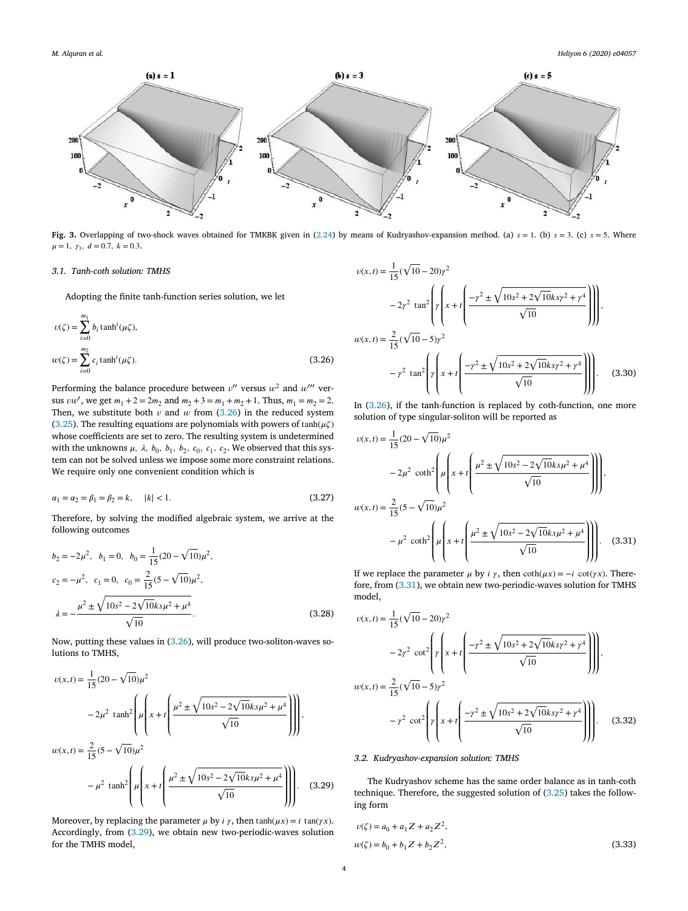**Fig. 3.** Overlapping of two-shock waves obtained for TMKBK given in (2.24) by means of Kudryashov-expansion method. (a) $s = 1$. (b) $s = 3$. (c) $s = 5$. Where $\mu = 1$, $\gamma_3$, $d = 0.7$, $k = 0.3$.

### 3.1. Tanh-coth solution: TMHS

Adopting the finite tanh-function series solution, we let

$$
\begin{aligned}
v(\zeta) &= \sum_{i=0}^{m_1} b_i \tanh^i(\mu\zeta), \\
w(\zeta) &= \sum_{i=0}^{m_2} c_i \tanh^i(\mu\zeta).
\end{aligned}
\tag{3.26}
$$

Performing the balance procedure between $v''$ versus $w^2$ and $w'''$ versus $vw'$, we get $m_1 + 2 = 2m_2$ and $m_2 + 3 = m_1 + m_2 + 1$. Thus, $m_1 = m_2 = 2$. Then, we substitute both $v$ and $w$ from (3.26) in the reduced system (3.25). The resulting equations are polynomials with powers of $\tanh(\mu\zeta)$ whose coefficients are set to zero. The resulting system is undetermined with the unknowns $\mu$, $\lambda$, $b_0$, $b_1$, $b_2$, $c_0$, $c_1$, $c_2$. We observed that this system can not be solved unless we impose some more constraint relations. We require only one convenient condition which is

$$
\alpha_1 = \alpha_2 = \beta_1 = \beta_2 = k, \quad |k| < 1. \tag{3.27}
$$

Therefore, by solving the modified algebraic system, we arrive at the following outcomes

$$
\begin{aligned}
&b_2 = -2\mu^2, \quad b_1 = 0, \quad b_0 = \frac{1}{15}(20 - \sqrt{10})\mu^2, \\
&c_2 = -\mu^2, \quad c_1 = 0, \quad c_0 = \frac{2}{15}(5 - \sqrt{10})\mu^2, \\
&\lambda = -\frac{\mu^2 \pm \sqrt{10s^2 - 2\sqrt{10}ks\mu^2 + \mu^4}}{\sqrt{10}}.
\end{aligned}
\tag{3.28}
$$

Now, putting these values in (3.26), will produce two-soliton-waves solutions to TMHS,

$$
\begin{aligned}
v(x,t) &= \frac{1}{15}(20 - \sqrt{10})\mu^2 \\
&\quad - 2\mu^2 \tanh^2\left(\mu\left(x + t\left(\frac{\mu^2 \pm \sqrt{10s^2 - 2\sqrt{10}ks\mu^2 + \mu^4}}{\sqrt{10}}\right)\right)\right), \\
w(x,t) &= \frac{2}{15}(5 - \sqrt{10})\mu^2 \\
&\quad - \mu^2 \tanh^2\left(\mu\left(x + t\left(\frac{\mu^2 \pm \sqrt{10s^2 - 2\sqrt{10}ks\mu^2 + \mu^4}}{\sqrt{10}}\right)\right)\right).
\end{aligned}
\tag{3.29}
$$

Moreover, by replacing the parameter $\mu$ by $i\,\gamma$, then $\tanh(\mu x) = i\,\tan(\gamma x)$. Accordingly, from (3.29), we obtain new two-periodic-waves solution for the TMHS model,

$$
\begin{aligned}
v(x,t) &= \frac{1}{15}(\sqrt{10} - 20)\gamma^2 \\
&\quad - 2\gamma^2 \tan^2\left(\gamma\left(x + t\left(\frac{-\gamma^2 \pm \sqrt{10s^2 + 2\sqrt{10}ks\gamma^2 + \gamma^4}}{\sqrt{10}}\right)\right)\right), \\
w(x,t) &= \frac{2}{15}(\sqrt{10} - 5)\gamma^2 \\
&\quad - \gamma^2 \tan^2\left(\gamma\left(x + t\left(\frac{-\gamma^2 \pm \sqrt{10s^2 + 2\sqrt{10}ks\gamma^2 + \gamma^4}}{\sqrt{10}}\right)\right)\right).
\end{aligned}
\tag{3.30}
$$

In (3.26), if the tanh-function is replaced by coth-function, one more solution of type singular-soliton will be reported as

$$
\begin{aligned}
v(x,t) &= \frac{1}{15}(20 - \sqrt{10})\mu^2 \\
&\quad - 2\mu^2 \coth^2\left(\mu\left(x + t\left(\frac{\mu^2 \pm \sqrt{10s^2 - 2\sqrt{10}ks\mu^2 + \mu^4}}{\sqrt{10}}\right)\right)\right), \\
w(x,t) &= \frac{2}{15}(5 - \sqrt{10})\mu^2 \\
&\quad - \mu^2 \coth^2\left(\mu\left(x + t\left(\frac{\mu^2 \pm \sqrt{10s^2 - 2\sqrt{10}ks\mu^2 + \mu^4}}{\sqrt{10}}\right)\right)\right).
\end{aligned}
\tag{3.31}
$$

If we replace the parameter $\mu$ by $i\,\gamma$, then $\coth(\mu x) = -i\,\cot(\gamma x)$. Therefore, from (3.31), we obtain new two-periodic-waves solution for TMHS model,

$$
\begin{aligned}
v(x,t) &= \frac{1}{15}(\sqrt{10} - 20)\gamma^2 \\
&\quad - 2\gamma^2 \cot^2\left(\gamma\left(x + t\left(\frac{-\gamma^2 \pm \sqrt{10s^2 + 2\sqrt{10}ks\gamma^2 + \gamma^4}}{\sqrt{10}}\right)\right)\right), \\
w(x,t) &= \frac{2}{15}(\sqrt{10} - 5)\gamma^2 \\
&\quad - \gamma^2 \cot^2\left(\gamma\left(x + t\left(\frac{-\gamma^2 \pm \sqrt{10s^2 + 2\sqrt{10}ks\gamma^2 + \gamma^4}}{\sqrt{10}}\right)\right)\right).
\end{aligned}
\tag{3.32}
$$

### 3.2. Kudryashov-expansion solution: TMHS

The Kudryashov scheme has the same order balance as in tanh-coth technique. Therefore, the suggested solution of (3.25) takes the following form

$$
\begin{aligned}
v(\zeta) &= a_0 + a_1 Z + a_2 Z^2, \\
w(\zeta) &= b_0 + b_1 Z + b_2 Z^2,
\end{aligned}
\tag{3.33}
$$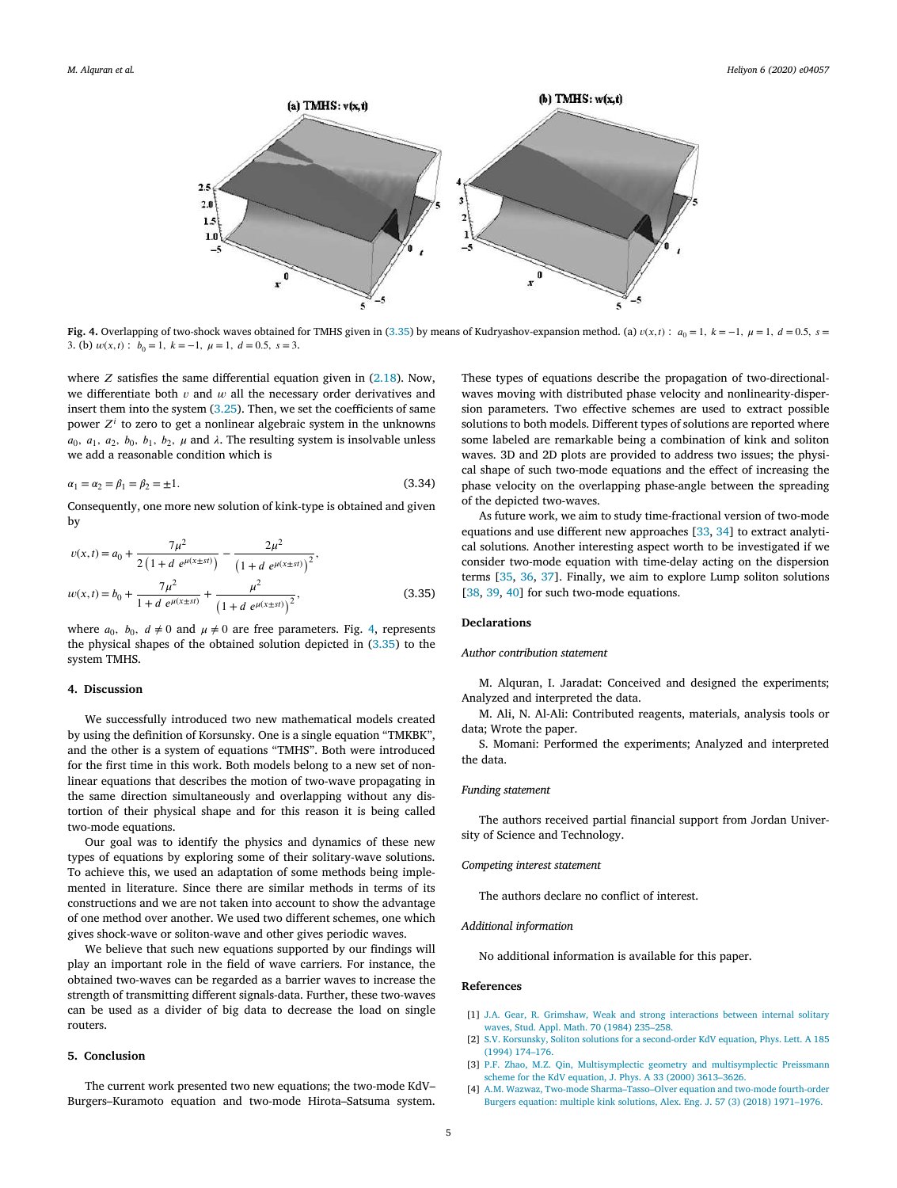Fig. 4. Overlapping of two-shock waves obtained for TMHS given in (3.35) by means of Kudryashov-expansion method. (a) $v(x,t)$ : $a_0 = 1,\ k = -1,\ \mu = 1,\ d = 0.5,\ s = 3$. (b) $w(x,t)$ : $b_0 = 1,\ k = -1,\ \mu = 1,\ d = 0.5,\ s = 3$.

where $Z$ satisfies the same differential equation given in (2.18). Now, we differentiate both $v$ and $w$ all the necessary order derivatives and insert them into the system (3.25). Then, we set the coefficients of same power $Z^i$ to zero to get a nonlinear algebraic system in the unknowns $a_0,\ a_1,\ a_2,\ b_0,\ b_1,\ b_2,\ \mu$ and $\lambda$. The resulting system is insolvable unless we add a reasonable condition which is

$$\alpha_1 = \alpha_2 = \beta_1 = \beta_2 = \pm 1. \tag{3.34}$$

Consequently, one more new solution of kink-type is obtained and given by

$$\begin{aligned} v(x,t) &= a_0 + \frac{7\mu^2}{2\left(1 + d\ e^{\mu(x \pm st)}\right)} - \frac{2\mu^2}{\left(1 + d\ e^{\mu(x \pm st)}\right)^2}, \\ w(x,t) &= b_0 + \frac{7\mu^2}{1 + d\ e^{\mu(x \pm st)}} + \frac{\mu^2}{\left(1 + d\ e^{\mu(x \pm st)}\right)^2}, \end{aligned} \tag{3.35}$$

where $a_0,\ b_0,\ d \neq 0$ and $\mu \neq 0$ are free parameters. Fig. 4, represents the physical shapes of the obtained solution depicted in (3.35) to the system TMHS.

## 4. Discussion

We successfully introduced two new mathematical models created by using the definition of Korsunsky. One is a single equation "TMKBK", and the other is a system of equations "TMHS". Both were introduced for the first time in this work. Both models belong to a new set of nonlinear equations that describes the motion of two-wave propagating in the same direction simultaneously and overlapping without any distortion of their physical shape and for this reason it is being called two-mode equations.

Our goal was to identify the physics and dynamics of these new types of equations by exploring some of their solitary-wave solutions. To achieve this, we used an adaptation of some methods being implemented in literature. Since there are similar methods in terms of its constructions and we are not taken into account to show the advantage of one method over another. We used two different schemes, one which gives shock-wave or soliton-wave and other gives periodic waves.

We believe that such new equations supported by our findings will play an important role in the field of wave carriers. For instance, the obtained two-waves can be regarded as a barrier waves to increase the strength of transmitting different signals-data. Further, these two-waves can be used as a divider of big data to decrease the load on single routers.

## 5. Conclusion

The current work presented two new equations; the two-mode KdV–Burgers–Kuramoto equation and two-mode Hirota–Satsuma system. These types of equations describe the propagation of two-directional-waves moving with distributed phase velocity and nonlinearity-dispersion parameters. Two effective schemes are used to extract possible solutions to both models. Different types of solutions are reported where some labeled are remarkable being a combination of kink and soliton waves. 3D and 2D plots are provided to address two issues; the physical shape of such two-mode equations and the effect of increasing the phase velocity on the overlapping phase-angle between the spreading of the depicted two-waves.

As future work, we aim to study time-fractional version of two-mode equations and use different new approaches [33, 34] to extract analytical solutions. Another interesting aspect worth to be investigated if we consider two-mode equation with time-delay acting on the dispersion terms [35, 36, 37]. Finally, we aim to explore Lump soliton solutions [38, 39, 40] for such two-mode equations.

## Declarations

### Author contribution statement

M. Alquran, I. Jaradat: Conceived and designed the experiments; Analyzed and interpreted the data.

M. Ali, N. Al-Ali: Contributed reagents, materials, analysis tools or data; Wrote the paper.

S. Momani: Performed the experiments; Analyzed and interpreted the data.

### Funding statement

The authors received partial financial support from Jordan University of Science and Technology.

### Competing interest statement

The authors declare no conflict of interest.

### Additional information

No additional information is available for this paper.

## References

[1] J.A. Gear, R. Grimshaw, Weak and strong interactions between internal solitary waves, Stud. Appl. Math. 70 (1984) 235–258.

[2] S.V. Korsunsky, Soliton solutions for a second-order KdV equation, Phys. Lett. A 185 (1994) 174–176.

[3] P.F. Zhao, M.Z. Qin, Multisymplectic geometry and multisymplectic Preissmann scheme for the KdV equation, J. Phys. A 33 (2000) 3613–3626.

[4] A.M. Wazwaz, Two-mode Sharma–Tasso–Olver equation and two-mode fourth-order Burgers equation: multiple kink solutions, Alex. Eng. J. 57 (3) (2018) 1971–1976.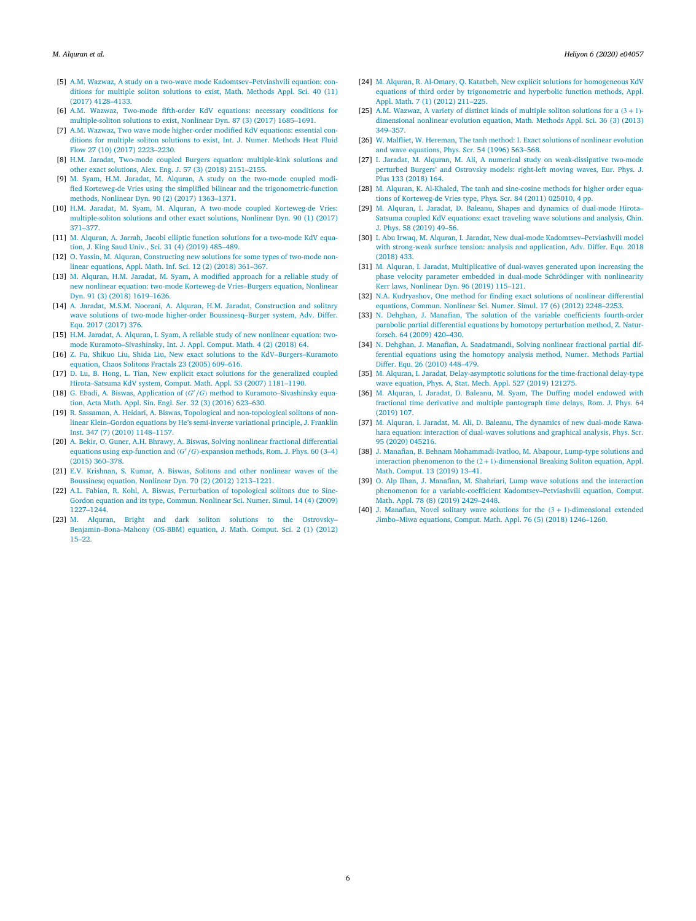[5] A.M. Wazwaz, A study on a two-wave mode Kadomtsev–Petviashvili equation: conditions for multiple soliton solutions to exist, Math. Methods Appl. Sci. 40 (11) (2017) 4128–4133.

[6] A.M. Wazwaz, Two-mode fifth-order KdV equations: necessary conditions for multiple-soliton solutions to exist, Nonlinear Dyn. 87 (3) (2017) 1685–1691.

[7] A.M. Wazwaz, Two wave mode higher-order modified KdV equations: essential conditions for multiple soliton solutions to exist, Int. J. Numer. Methods Heat Fluid Flow 27 (10) (2017) 2223–2230.

[8] H.M. Jaradat, Two-mode coupled Burgers equation: multiple-kink solutions and other exact solutions, Alex. Eng. J. 57 (3) (2018) 2151–2155.

[9] M. Syam, H.M. Jaradat, M. Alquran, A study on the two-mode coupled modified Korteweg-de Vries using the simplified bilinear and the trigonometric-function methods, Nonlinear Dyn. 90 (2) (2017) 1363–1371.

[10] H.M. Jaradat, M. Syam, M. Alquran, A two-mode coupled Korteweg-de Vries: multiple-soliton solutions and other exact solutions, Nonlinear Dyn. 90 (1) (2017) 371–377.

[11] M. Alquran, A. Jarrah, Jacobi elliptic function solutions for a two-mode KdV equation, J. King Saud Univ., Sci. 31 (4) (2019) 485–489.

[12] O. Yassin, M. Alquran, Constructing new solutions for some types of two-mode nonlinear equations, Appl. Math. Inf. Sci. 12 (2) (2018) 361–367.

[13] M. Alquran, H.M. Jaradat, M. Syam, A modified approach for a reliable study of new nonlinear equation: two-mode Korteweg-de Vries–Burgers equation, Nonlinear Dyn. 91 (3) (2018) 1619–1626.

[14] A. Jaradat, M.S.M. Noorani, A. Alquran, H.M. Jaradat, Construction and solitary wave solutions of two-mode higher-order Boussinesq–Burger system, Adv. Differ. Equ. 2017 (2017) 376.

[15] H.M. Jaradat, A. Alquran, I. Syam, A reliable study of new nonlinear equation: two-mode Kuramoto–Sivashinsky, Int. J. Appl. Comput. Math. 4 (2) (2018) 64.

[16] Z. Fu, Shikuo Liu, Shida Liu, New exact solutions to the KdV–Burgers–Kuramoto equation, Chaos Solitons Fractals 23 (2005) 609–616.

[17] D. Lu, B. Hong, L. Tian, New explicit exact solutions for the generalized coupled Hirota–Satsuma KdV system, Comput. Math. Appl. 53 (2007) 1181–1190.

[18] G. Ebadi, A. Biswas, Application of $(G'/G)$ method to Kuramoto–Sivashinsky equation, Acta Math. Appl. Sin. Engl. Ser. 32 (3) (2016) 623–630.

[19] R. Sassaman, A. Heidari, A. Biswas, Topological and non-topological solitons of nonlinear Klein–Gordon equations by He's semi-inverse variational principle, J. Franklin Inst. 347 (7) (2010) 1148–1157.

[20] A. Bekir, O. Guner, A.H. Bhrawy, A. Biswas, Solving nonlinear fractional differential equations using exp-function and $(G'/G)$-expansion methods, Rom. J. Phys. 60 (3–4) (2015) 360–378.

[21] E.V. Krishnan, S. Kumar, A. Biswas, Solitons and other nonlinear waves of the Boussinesq equation, Nonlinear Dyn. 70 (2) (2012) 1213–1221.

[22] A.L. Fabian, R. Kohl, A. Biswas, Perturbation of topological solitons due to Sine-Gordon equation and its type, Commun. Nonlinear Sci. Numer. Simul. 14 (4) (2009) 1227–1244.

[23] M. Alquran, Bright and dark soliton solutions to the Ostrovsky–Benjamin–Bona–Mahony (OS-BBM) equation, J. Math. Comput. Sci. 2 (1) (2012) 15–22.

[24] M. Alquran, R. Al-Omary, Q. Katatbeh, New explicit solutions for homogeneous KdV equations of third order by trigonometric and hyperbolic function methods, Appl. Appl. Math. 7 (1) (2012) 211–225.

[25] A.M. Wazwaz, A variety of distinct kinds of multiple soliton solutions for a $(3+1)$-dimensional nonlinear evolution equation, Math. Methods Appl. Sci. 36 (3) (2013) 349–357.

[26] W. Malfliet, W. Hereman, The tanh method: I. Exact solutions of nonlinear evolution and wave equations, Phys. Scr. 54 (1996) 563–568.

[27] I. Jaradat, M. Alquran, M. Ali, A numerical study on weak-dissipative two-mode perturbed Burgers' and Ostrovsky models: right-left moving waves, Eur. Phys. J. Plus 133 (2018) 164.

[28] M. Alquran, K. Al-Khaled, The tanh and sine-cosine methods for higher order equations of Korteweg-de Vries type, Phys. Scr. 84 (2011) 025010, 4 pp.

[29] M. Alquran, I. Jaradat, D. Baleanu, Shapes and dynamics of dual-mode Hirota–Satsuma coupled KdV equations: exact traveling wave solutions and analysis, Chin. J. Phys. 58 (2019) 49–56.

[30] I. Abu Irwaq, M. Alquran, I. Jaradat, New dual-mode Kadomtsev–Petviashvili model with strong-weak surface tension: analysis and application, Adv. Differ. Equ. 2018 (2018) 433.

[31] M. Alquran, I. Jaradat, Multiplicative of dual-waves generated upon increasing the phase velocity parameter embedded in dual-mode Schrödinger with nonlinearity Kerr laws, Nonlinear Dyn. 96 (2019) 115–121.

[32] N.A. Kudryashov, One method for finding exact solutions of nonlinear differential equations, Commun. Nonlinear Sci. Numer. Simul. 17 (6) (2012) 2248–2253.

[33] N. Dehghan, J. Manafian, The solution of the variable coefficients fourth-order parabolic partial differential equations by homotopy perturbation method, Z. Naturforsch. 64 (2009) 420–430.

[34] N. Dehghan, J. Manafian, A. Saadatmandi, Solving nonlinear fractional partial differential equations using the homotopy analysis method, Numer. Methods Partial Differ. Equ. 26 (2010) 448–479.

[35] M. Alquran, I. Jaradat, Delay-asymptotic solutions for the time-fractional delay-type wave equation, Phys. A, Stat. Mech. Appl. 527 (2019) 121275.

[36] M. Alquran, I. Jaradat, D. Baleanu, M. Syam, The Duffing model endowed with fractional time derivative and multiple pantograph time delays, Rom. J. Phys. 64 (2019) 107.

[37] M. Alquran, I. Jaradat, M. Ali, D. Baleanu, The dynamics of new dual-mode Kawahara equation: interaction of dual-waves solutions and graphical analysis, Phys. Scr. 95 (2020) 045216.

[38] J. Manafian, B. Behnam Mohammadi-Ivatloo, M. Abapour, Lump-type solutions and interaction phenomenon to the $(2+1)$-dimensional Breaking Soliton equation, Appl. Math. Comput. 13 (2019) 13–41.

[39] O. Alp Ilhan, J. Manafian, M. Shahriari, Lump wave solutions and the interaction phenomenon for a variable-coefficient Kadomtsev–Petviashvili equation, Comput. Math. Appl. 78 (8) (2019) 2429–2448.

[40] J. Manafian, Novel solitary wave solutions for the $(3+1)$-dimensional extended Jimbo–Miwa equations, Comput. Math. Appl. 76 (5) (2018) 1246–1260.